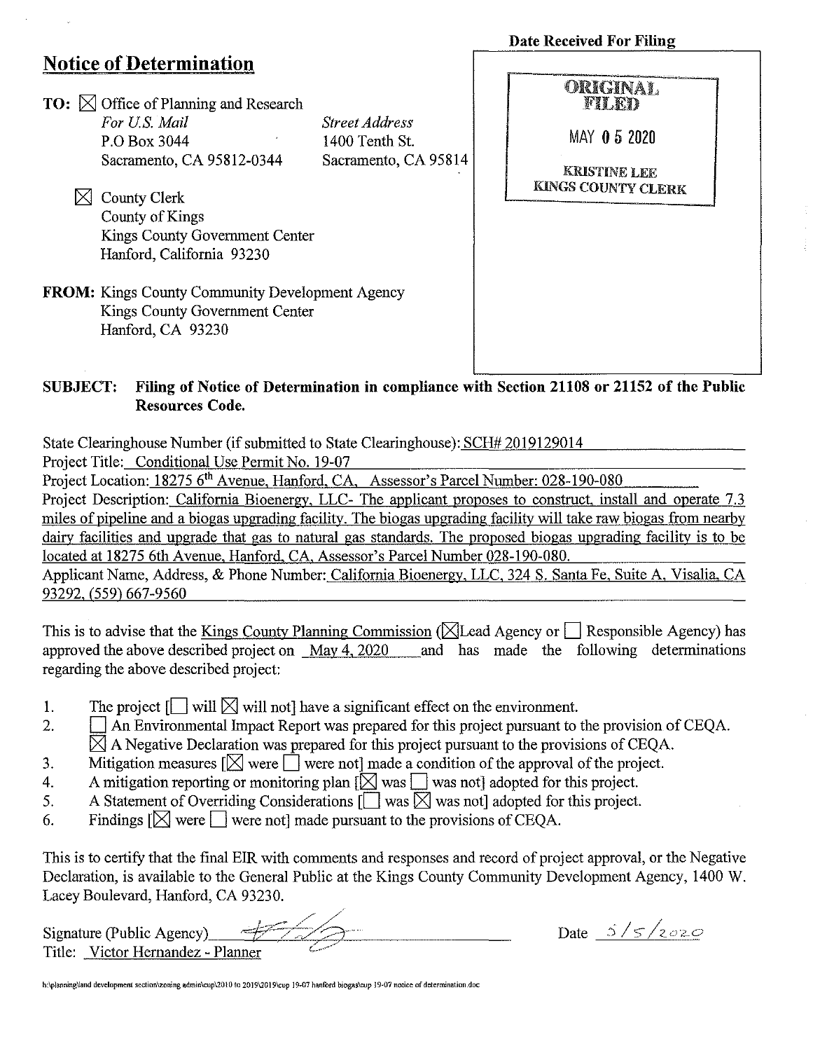# Notice of Determination

**Date Received For Filing**

ORIGINAL FILED

MAY 0 5 2020

KRISTINE LEE
KINGS COUNTY CLERK

**TO:** ☒ Office of Planning and Research

| *For U.S. Mail* | *Street Address* |
|---|---|
| P.O Box 3044 | 1400 Tenth St. |
| Sacramento, CA 95812-0344 | Sacramento, CA 95814 |

☒ County Clerk
County of Kings
Kings County Government Center
Hanford, California 93230

**FROM:** Kings County Community Development Agency
Kings County Government Center
Hanford, CA 93230

**SUBJECT: Filing of Notice of Determination in compliance with Section 21108 or 21152 of the Public Resources Code.**

State Clearinghouse Number (if submitted to State Clearinghouse): SCH# 2019129014

Project Title: Conditional Use Permit No. 19-07

Project Location: 18275 6th Avenue, Hanford, CA, Assessor's Parcel Number: 028-190-080

Project Description: California Bioenergy, LLC- The applicant proposes to construct, install and operate 7.3 miles of pipeline and a biogas upgrading facility. The biogas upgrading facility will take raw biogas from nearby dairy facilities and upgrade that gas to natural gas standards. The proposed biogas upgrading facility is to be located at 18275 6th Avenue, Hanford, CA, Assessor's Parcel Number 028-190-080.

Applicant Name, Address, & Phone Number: California Bioenergy, LLC, 324 S. Santa Fe, Suite A, Visalia, CA 93292, (559) 667-9560

This is to advise that the Kings County Planning Commission (☒Lead Agency or ☐ Responsible Agency) has approved the above described project on May 4, 2020 and has made the following determinations regarding the above described project:

1. The project [☐ will ☒ will not] have a significant effect on the environment.
2. ☐ An Environmental Impact Report was prepared for this project pursuant to the provision of CEQA.
   ☒ A Negative Declaration was prepared for this project pursuant to the provisions of CEQA.
3. Mitigation measures [☒ were ☐ were not] made a condition of the approval of the project.
4. A mitigation reporting or monitoring plan [☒ was ☐ was not] adopted for this project.
5. A Statement of Overriding Considerations [☐ was ☒ was not] adopted for this project.
6. Findings [☒ were ☐ were not] made pursuant to the provisions of CEQA.

This is to certify that the final EIR with comments and responses and record of project approval, or the Negative Declaration, is available to the General Public at the Kings County Community Development Agency, 1400 W. Lacey Boulevard, Hanford, CA 93230.

Signature (Public Agency) _______________ Date 5/5/2020

Title: Victor Hernandez - Planner

h:\planning\land development section\zoning admin\cup\2010 to 2019\2019\cup 19-07 hanford biogas\cup 19-07 notice of determination.doc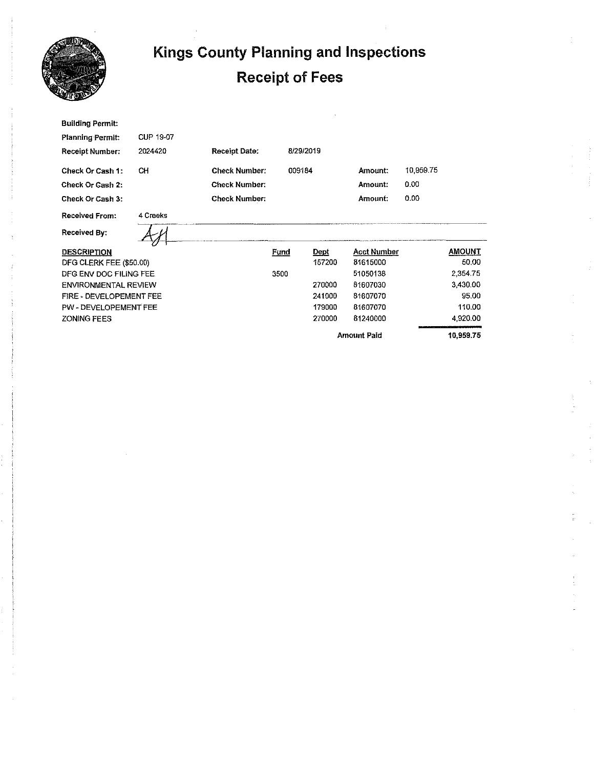# Kings County Planning and Inspections

## Receipt of Fees

| | | | | | |
|---|---|---|---|---|---|
| **Building Permit:** | | | | | |
| **Planning Permit:** | CUP 19-07 | | | | |
| **Receipt Number:** | 2024420 | **Receipt Date:** | 8/29/2019 | | |
| **Check Or Cash 1:** | CH | **Check Number:** | 009184 | **Amount:** | 10,959.75 |
| **Check Or Cash 2:** | | **Check Number:** | | **Amount:** | 0.00 |
| **Check Or Cash 3:** | | **Check Number:** | | **Amount:** | 0.00 |
| **Received From:** | 4 Creeks | | | | |
| **Received By:** | AH | | | | |

| DESCRIPTION | Fund | Dept | Acct Number | AMOUNT |
|---|---|---|---|---|
| DFG CLERK FEE ($50.00) | | 157200 | 81615000 | 50.00 |
| DFG ENV DOC FILING FEE | 3500 | | 51050138 | 2,354.75 |
| ENVIRONMENTAL REVIEW | | 270000 | 81607030 | 3,430.00 |
| FIRE - DEVELOPEMENT FEE | | 241000 | 81607070 | 95.00 |
| PW - DEVELOPEMENT FEE | | 179000 | 81607070 | 110.00 |
| ZONING FEES | | 270000 | 81240000 | 4,920.00 |
| | | | **Amount Paid** | **10,959.75** |